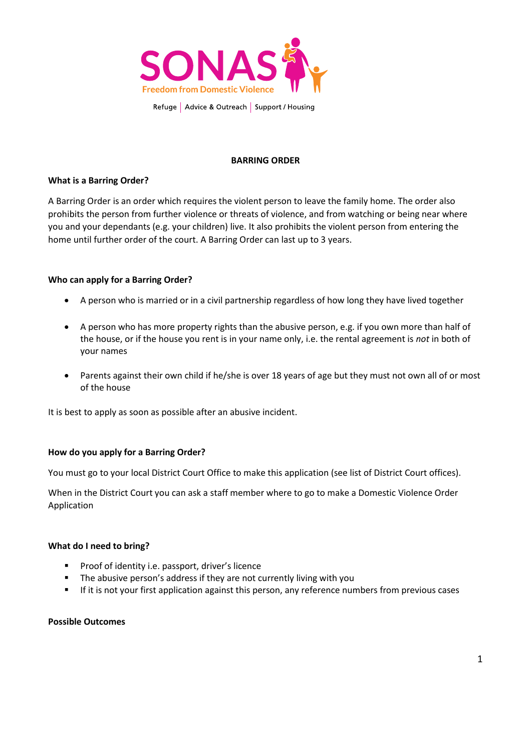SONAS

Freedom from Domestic Violence

Refuge | Advice & Outreach | Support / Housing

# BARRING ORDER

**What is a Barring Order?**

A Barring Order is an order which requires the violent person to leave the family home. The order also prohibits the person from further violence or threats of violence, and from watching or being near where you and your dependants (e.g. your children) live. It also prohibits the violent person from entering the home until further order of the court. A Barring Order can last up to 3 years.

**Who can apply for a Barring Order?**

- A person who is married or in a civil partnership regardless of how long they have lived together
- A person who has more property rights than the abusive person, e.g. if you own more than half of the house, or if the house you rent is in your name only, i.e. the rental agreement is *not* in both of your names
- Parents against their own child if he/she is over 18 years of age but they must not own all of or most of the house

It is best to apply as soon as possible after an abusive incident.

**How do you apply for a Barring Order?**

You must go to your local District Court Office to make this application (see list of District Court offices).

When in the District Court you can ask a staff member where to go to make a Domestic Violence Order Application

**What do I need to bring?**

- Proof of identity i.e. passport, driver's licence
- The abusive person's address if they are not currently living with you
- If it is not your first application against this person, any reference numbers from previous cases

**Possible Outcomes**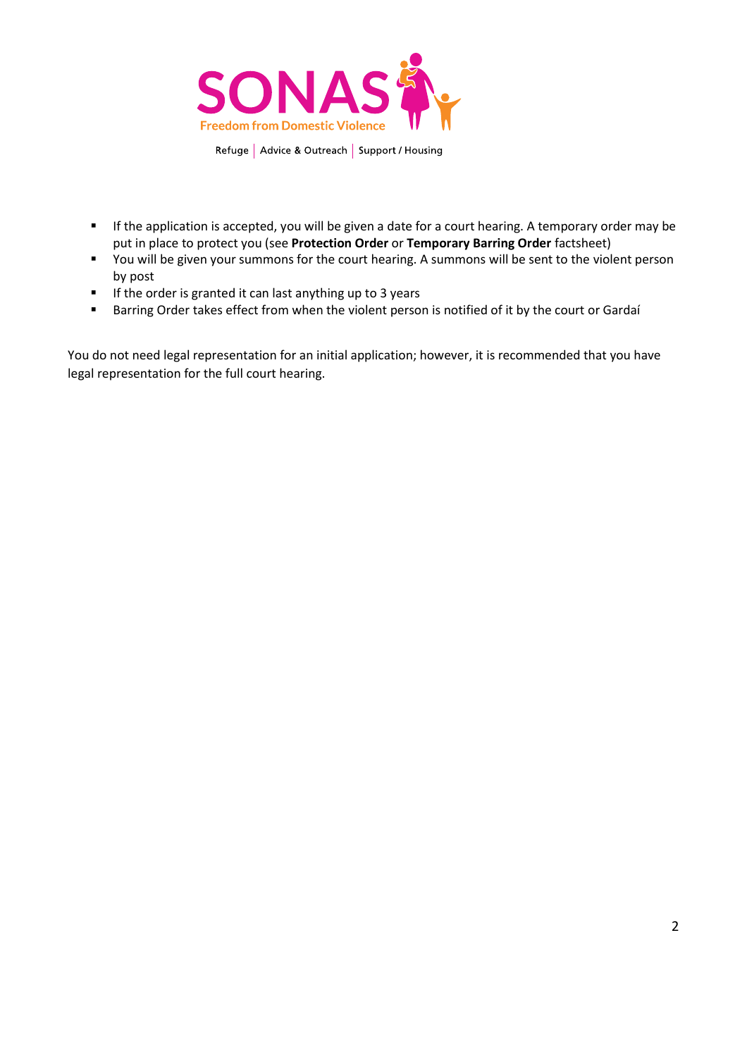- If the application is accepted, you will be given a date for a court hearing. A temporary order may be put in place to protect you (see **Protection Order** or **Temporary Barring Order** factsheet)
- You will be given your summons for the court hearing. A summons will be sent to the violent person by post
- If the order is granted it can last anything up to 3 years
- Barring Order takes effect from when the violent person is notified of it by the court or Gardaí

You do not need legal representation for an initial application; however, it is recommended that you have legal representation for the full court hearing.